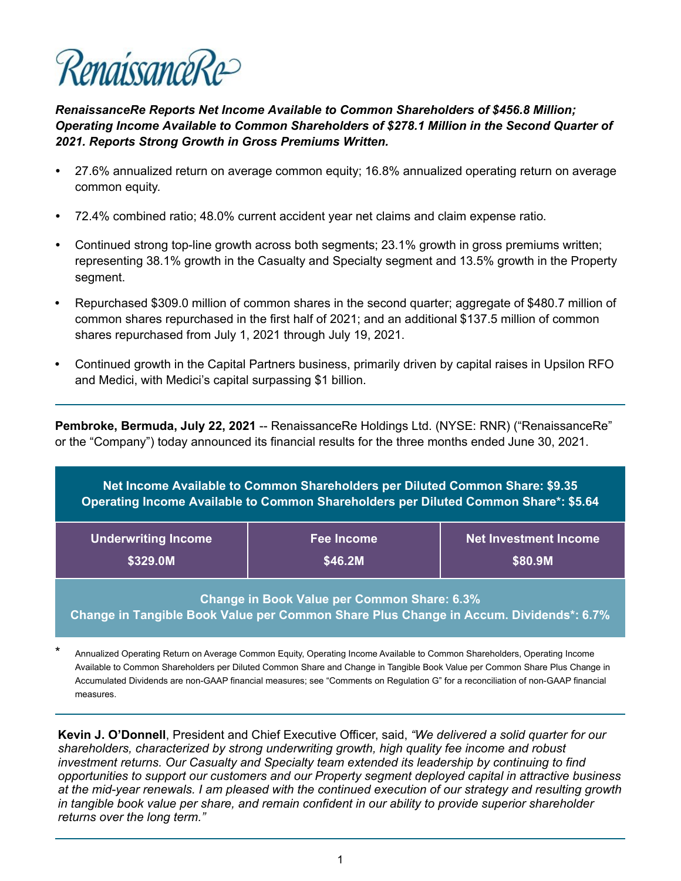RenaissanceRe

***RenaissanceRe Reports Net Income Available to Common Shareholders of $456.8 Million; Operating Income Available to Common Shareholders of $278.1 Million in the Second Quarter of 2021. Reports Strong Growth in Gross Premiums Written.***

- 27.6% annualized return on average common equity; 16.8% annualized operating return on average common equity.
- 72.4% combined ratio; 48.0% current accident year net claims and claim expense ratio.
- Continued strong top-line growth across both segments; 23.1% growth in gross premiums written; representing 38.1% growth in the Casualty and Specialty segment and 13.5% growth in the Property segment.
- Repurchased $309.0 million of common shares in the second quarter; aggregate of $480.7 million of common shares repurchased in the first half of 2021; and an additional $137.5 million of common shares repurchased from July 1, 2021 through July 19, 2021.
- Continued growth in the Capital Partners business, primarily driven by capital raises in Upsilon RFO and Medici, with Medici's capital surpassing $1 billion.

---

**Pembroke, Bermuda, July 22, 2021** -- RenaissanceRe Holdings Ltd. (NYSE: RNR) ("RenaissanceRe" or the "Company") today announced its financial results for the three months ended June 30, 2021.

**Net Income Available to Common Shareholders per Diluted Common Share: $9.35**
**Operating Income Available to Common Shareholders per Diluted Common Share*: $5.64**

| Underwriting Income | Fee Income | Net Investment Income |
|---|---|---|
| $329.0M | $46.2M | $80.9M |

**Change in Book Value per Common Share: 6.3%**
**Change in Tangible Book Value per Common Share Plus Change in Accum. Dividends*: 6.7%**

\* Annualized Operating Return on Average Common Equity, Operating Income Available to Common Shareholders, Operating Income Available to Common Shareholders per Diluted Common Share and Change in Tangible Book Value per Common Share Plus Change in Accumulated Dividends are non-GAAP financial measures; see "Comments on Regulation G" for a reconciliation of non-GAAP financial measures.

---

**Kevin J. O'Donnell**, President and Chief Executive Officer, said, *"We delivered a solid quarter for our shareholders, characterized by strong underwriting growth, high quality fee income and robust investment returns. Our Casualty and Specialty team extended its leadership by continuing to find opportunities to support our customers and our Property segment deployed capital in attractive business at the mid-year renewals. I am pleased with the continued execution of our strategy and resulting growth in tangible book value per share, and remain confident in our ability to provide superior shareholder returns over the long term."*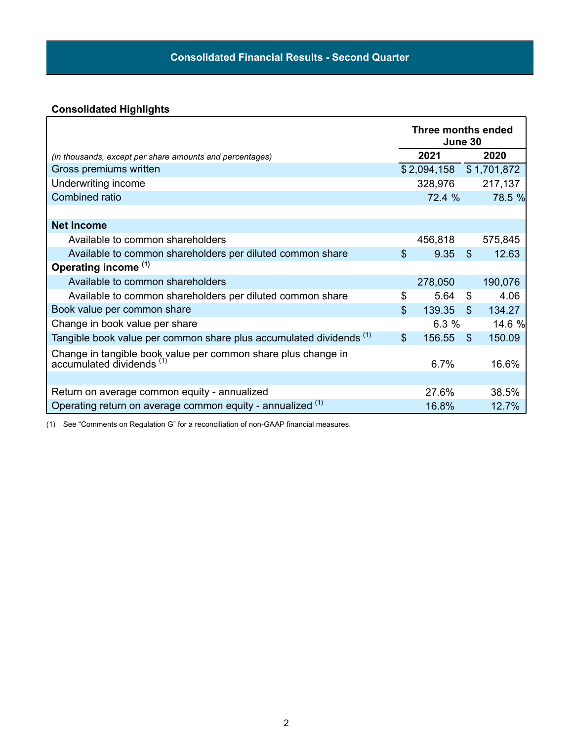## Consolidated Financial Results - Second Quarter

### Consolidated Highlights

| *(in thousands, except per share amounts and percentages)* | Three months ended June 30 2021 | Three months ended June 30 2020 |
|---|---|---|
| Gross premiums written | $ 2,094,158 | $ 1,701,872 |
| Underwriting income | 328,976 | 217,137 |
| Combined ratio | 72.4 % | 78.5 % |
| | | |
| **Net Income** | | |
| Available to common shareholders | 456,818 | 575,845 |
| Available to common shareholders per diluted common share | $ 9.35 | $ 12.63 |
| **Operating income** [(1)] | | |
| Available to common shareholders | 278,050 | 190,076 |
| Available to common shareholders per diluted common share | $ 5.64 | $ 4.06 |
| Book value per common share | $ 139.35 | $ 134.27 |
| Change in book value per share | 6.3 % | 14.6 % |
| Tangible book value per common share plus accumulated dividends [(1)] | $ 156.55 | $ 150.09 |
| Change in tangible book value per common share plus change in accumulated dividends [(1)] | 6.7% | 16.6% |
| | | |
| Return on average common equity - annualized | 27.6% | 38.5% |
| Operating return on average common equity - annualized [(1)] | 16.8% | 12.7% |

(1) See "Comments on Regulation G" for a reconciliation of non-GAAP financial measures.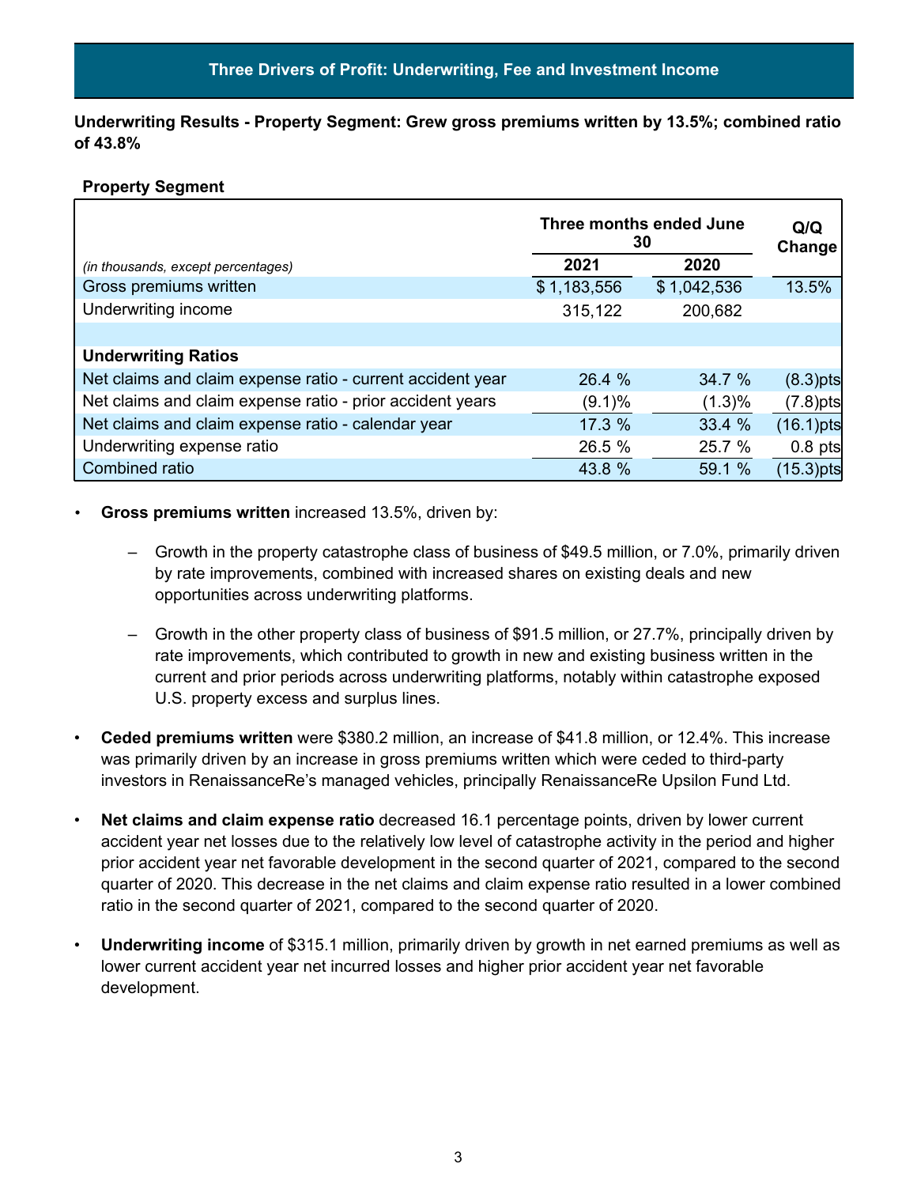## Three Drivers of Profit: Underwriting, Fee and Investment Income

**Underwriting Results - Property Segment: Grew gross premiums written by 13.5%; combined ratio of 43.8%**

**Property Segment**

| *(in thousands, except percentages)* | Three months ended June 30 | | Q/Q Change |
|---|---|---|---|
| | **2021** | **2020** | |
| Gross premiums written | $ 1,183,556 | $ 1,042,536 | 13.5% |
| Underwriting income | 315,122 | 200,682 | |
| | | | |
| **Underwriting Ratios** | | | |
| Net claims and claim expense ratio - current accident year | 26.4 % | 34.7 % | (8.3)pts |
| Net claims and claim expense ratio - prior accident years | (9.1)% | (1.3)% | (7.8)pts |
| Net claims and claim expense ratio - calendar year | 17.3 % | 33.4 % | (16.1)pts |
| Underwriting expense ratio | 26.5 % | 25.7 % | 0.8 pts |
| Combined ratio | 43.8 % | 59.1 % | (15.3)pts |

- **Gross premiums written** increased 13.5%, driven by:
  - Growth in the property catastrophe class of business of $49.5 million, or 7.0%, primarily driven by rate improvements, combined with increased shares on existing deals and new opportunities across underwriting platforms.
  - Growth in the other property class of business of $91.5 million, or 27.7%, principally driven by rate improvements, which contributed to growth in new and existing business written in the current and prior periods across underwriting platforms, notably within catastrophe exposed U.S. property excess and surplus lines.
- **Ceded premiums written** were $380.2 million, an increase of $41.8 million, or 12.4%. This increase was primarily driven by an increase in gross premiums written which were ceded to third-party investors in RenaissanceRe's managed vehicles, principally RenaissanceRe Upsilon Fund Ltd.
- **Net claims and claim expense ratio** decreased 16.1 percentage points, driven by lower current accident year net losses due to the relatively low level of catastrophe activity in the period and higher prior accident year net favorable development in the second quarter of 2021, compared to the second quarter of 2020. This decrease in the net claims and claim expense ratio resulted in a lower combined ratio in the second quarter of 2021, compared to the second quarter of 2020.
- **Underwriting income** of $315.1 million, primarily driven by growth in net earned premiums as well as lower current accident year net incurred losses and higher prior accident year net favorable development.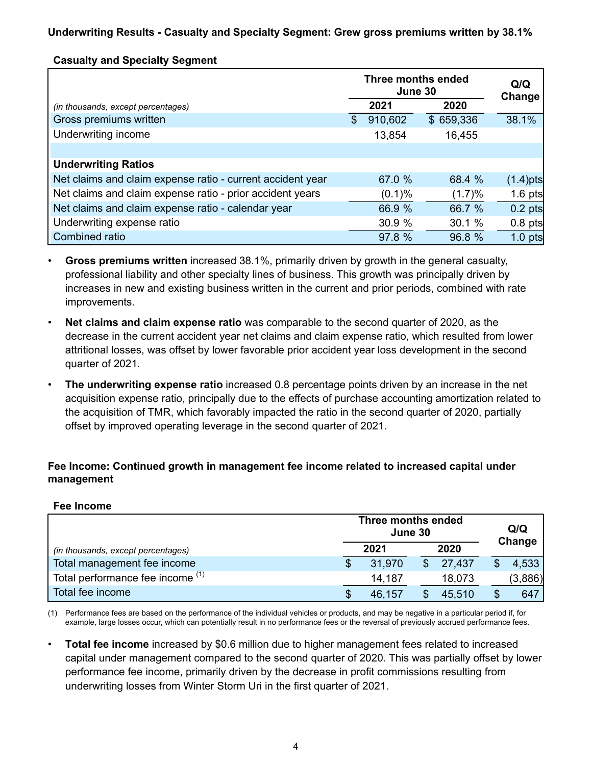**Underwriting Results - Casualty and Specialty Segment: Grew gross premiums written by 38.1%**

**Casualty and Specialty Segment**

| | Three months ended June 30 | | Q/Q Change |
|---|---|---|---|
| *(in thousands, except percentages)* | 2021 | 2020 | |
| Gross premiums written | $ 910,602 | $ 659,336 | 38.1% |
| Underwriting income | 13,854 | 16,455 | |
| | | | |
| **Underwriting Ratios** | | | |
| Net claims and claim expense ratio - current accident year | 67.0 % | 68.4 % | (1.4)pts |
| Net claims and claim expense ratio - prior accident years | (0.1)% | (1.7)% | 1.6 pts |
| Net claims and claim expense ratio - calendar year | 66.9 % | 66.7 % | 0.2 pts |
| Underwriting expense ratio | 30.9 % | 30.1 % | 0.8 pts |
| Combined ratio | 97.8 % | 96.8 % | 1.0 pts |

- **Gross premiums written** increased 38.1%, primarily driven by growth in the general casualty, professional liability and other specialty lines of business. This growth was principally driven by increases in new and existing business written in the current and prior periods, combined with rate improvements.
- **Net claims and claim expense ratio** was comparable to the second quarter of 2020, as the decrease in the current accident year net claims and claim expense ratio, which resulted from lower attritional losses, was offset by lower favorable prior accident year loss development in the second quarter of 2021.
- **The underwriting expense ratio** increased 0.8 percentage points driven by an increase in the net acquisition expense ratio, principally due to the effects of purchase accounting amortization related to the acquisition of TMR, which favorably impacted the ratio in the second quarter of 2020, partially offset by improved operating leverage in the second quarter of 2021.

**Fee Income: Continued growth in management fee income related to increased capital under management**

**Fee Income**

| | Three months ended June 30 | | Q/Q Change |
|---|---|---|---|
| *(in thousands, except percentages)* | 2021 | 2020 | |
| Total management fee income | $ 31,970 | $ 27,437 | $ 4,533 |
| Total performance fee income [1] | 14,187 | 18,073 | (3,886) |
| Total fee income | $ 46,157 | $ 45,510 | $ 647 |

(1) Performance fees are based on the performance of the individual vehicles or products, and may be negative in a particular period if, for example, large losses occur, which can potentially result in no performance fees or the reversal of previously accrued performance fees.

- **Total fee income** increased by $0.6 million due to higher management fees related to increased capital under management compared to the second quarter of 2020. This was partially offset by lower performance fee income, primarily driven by the decrease in profit commissions resulting from underwriting losses from Winter Storm Uri in the first quarter of 2021.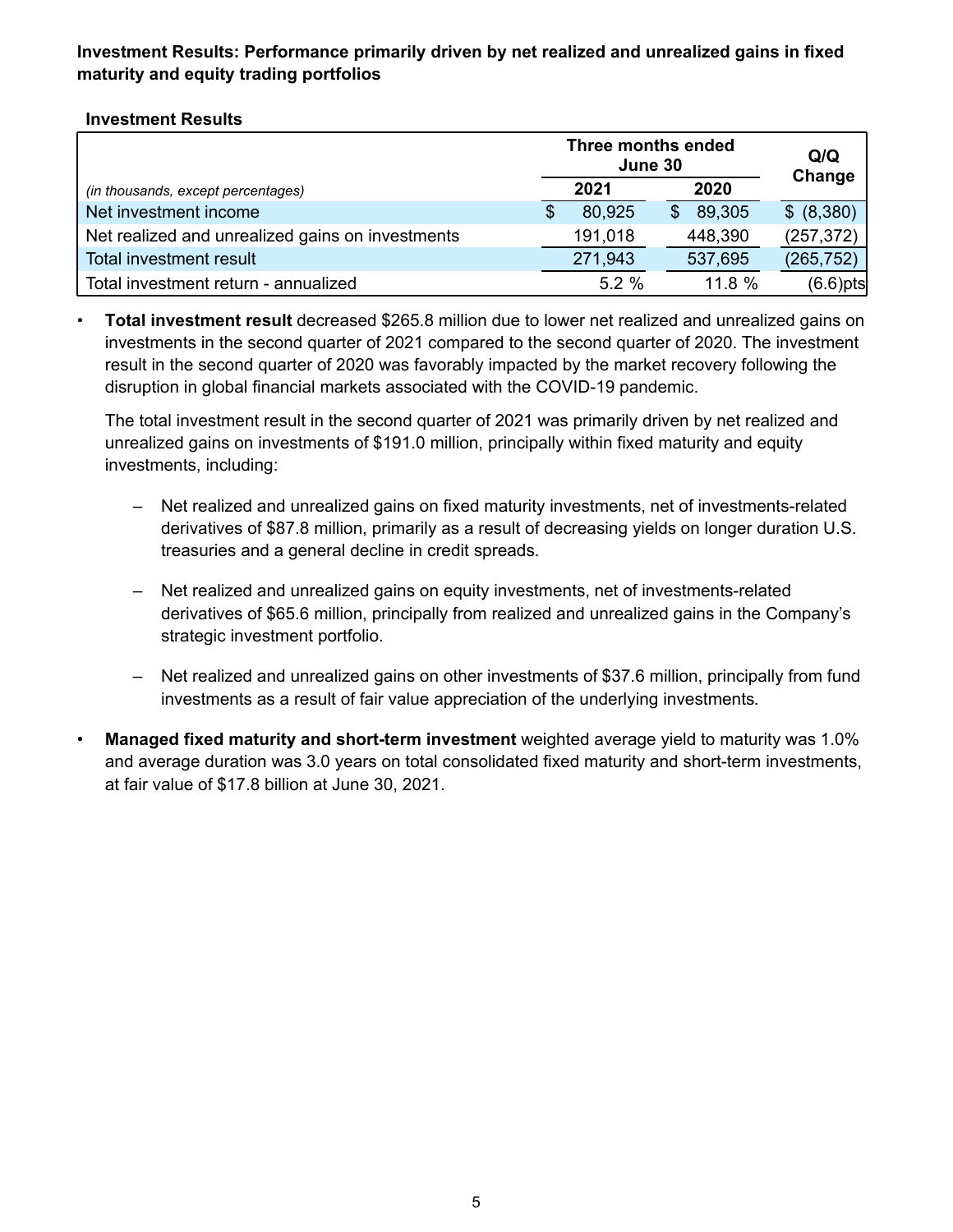**Investment Results: Performance primarily driven by net realized and unrealized gains in fixed maturity and equity trading portfolios**

**Investment Results**

| | Three months ended June 30 | | Q/Q Change |
|---|---|---|---|
| *(in thousands, except percentages)* | 2021 | 2020 | |
| Net investment income | $ 80,925 | $ 89,305 | $ (8,380) |
| Net realized and unrealized gains on investments | 191,018 | 448,390 | (257,372) |
| Total investment result | 271,943 | 537,695 | (265,752) |
| Total investment return - annualized | 5.2 % | 11.8 % | (6.6)pts |

- **Total investment result** decreased $265.8 million due to lower net realized and unrealized gains on investments in the second quarter of 2021 compared to the second quarter of 2020. The investment result in the second quarter of 2020 was favorably impacted by the market recovery following the disruption in global financial markets associated with the COVID-19 pandemic.

  The total investment result in the second quarter of 2021 was primarily driven by net realized and unrealized gains on investments of $191.0 million, principally within fixed maturity and equity investments, including:

  - Net realized and unrealized gains on fixed maturity investments, net of investments-related derivatives of $87.8 million, primarily as a result of decreasing yields on longer duration U.S. treasuries and a general decline in credit spreads.

  - Net realized and unrealized gains on equity investments, net of investments-related derivatives of $65.6 million, principally from realized and unrealized gains in the Company's strategic investment portfolio.

  - Net realized and unrealized gains on other investments of $37.6 million, principally from fund investments as a result of fair value appreciation of the underlying investments.

- **Managed fixed maturity and short-term investment** weighted average yield to maturity was 1.0% and average duration was 3.0 years on total consolidated fixed maturity and short-term investments, at fair value of $17.8 billion at June 30, 2021.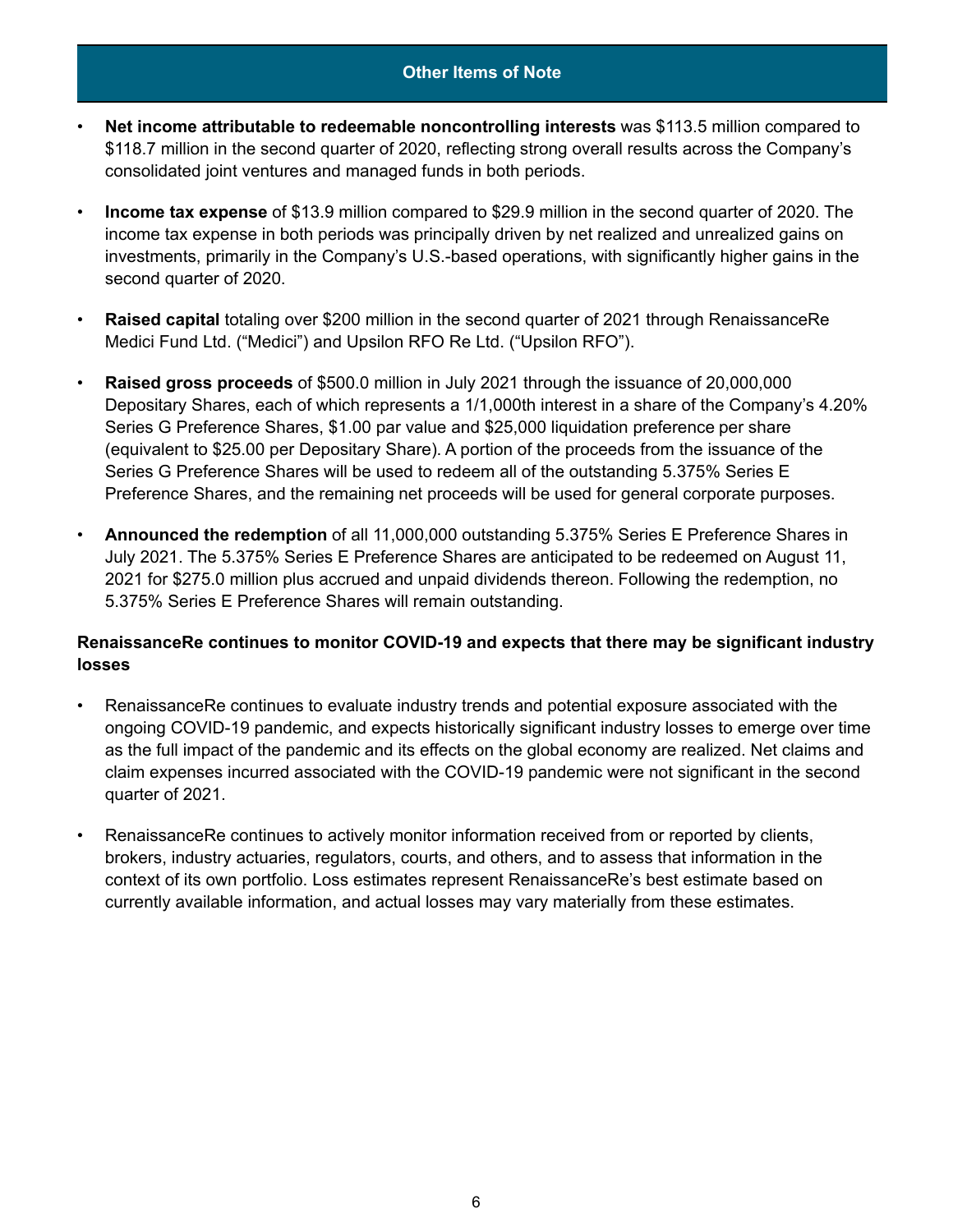## Other Items of Note

- **Net income attributable to redeemable noncontrolling interests** was $113.5 million compared to $118.7 million in the second quarter of 2020, reflecting strong overall results across the Company's consolidated joint ventures and managed funds in both periods.
- **Income tax expense** of $13.9 million compared to $29.9 million in the second quarter of 2020. The income tax expense in both periods was principally driven by net realized and unrealized gains on investments, primarily in the Company's U.S.-based operations, with significantly higher gains in the second quarter of 2020.
- **Raised capital** totaling over $200 million in the second quarter of 2021 through RenaissanceRe Medici Fund Ltd. ("Medici") and Upsilon RFO Re Ltd. ("Upsilon RFO").
- **Raised gross proceeds** of $500.0 million in July 2021 through the issuance of 20,000,000 Depositary Shares, each of which represents a 1/1,000th interest in a share of the Company's 4.20% Series G Preference Shares, $1.00 par value and $25,000 liquidation preference per share (equivalent to $25.00 per Depositary Share). A portion of the proceeds from the issuance of the Series G Preference Shares will be used to redeem all of the outstanding 5.375% Series E Preference Shares, and the remaining net proceeds will be used for general corporate purposes.
- **Announced the redemption** of all 11,000,000 outstanding 5.375% Series E Preference Shares in July 2021. The 5.375% Series E Preference Shares are anticipated to be redeemed on August 11, 2021 for $275.0 million plus accrued and unpaid dividends thereon. Following the redemption, no 5.375% Series E Preference Shares will remain outstanding.

**RenaissanceRe continues to monitor COVID-19 and expects that there may be significant industry losses**

- RenaissanceRe continues to evaluate industry trends and potential exposure associated with the ongoing COVID-19 pandemic, and expects historically significant industry losses to emerge over time as the full impact of the pandemic and its effects on the global economy are realized. Net claims and claim expenses incurred associated with the COVID-19 pandemic were not significant in the second quarter of 2021.
- RenaissanceRe continues to actively monitor information received from or reported by clients, brokers, industry actuaries, regulators, courts, and others, and to assess that information in the context of its own portfolio. Loss estimates represent RenaissanceRe's best estimate based on currently available information, and actual losses may vary materially from these estimates.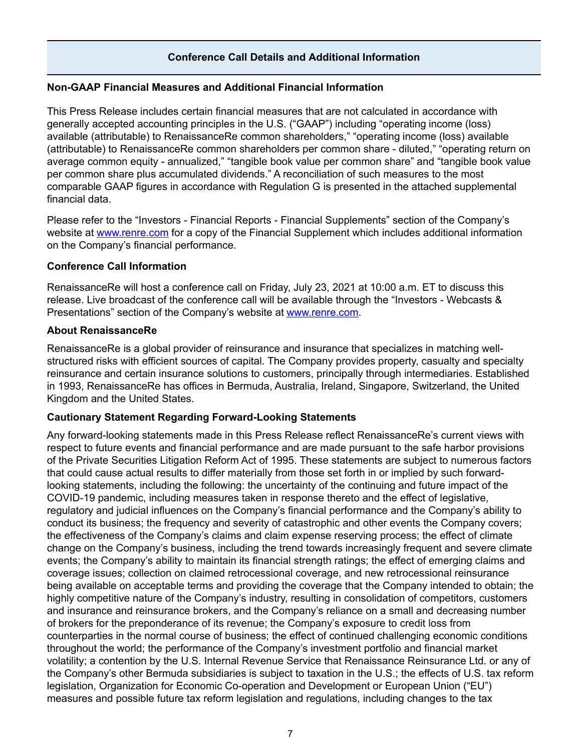## Conference Call Details and Additional Information

**Non-GAAP Financial Measures and Additional Financial Information**

This Press Release includes certain financial measures that are not calculated in accordance with generally accepted accounting principles in the U.S. ("GAAP") including "operating income (loss) available (attributable) to RenaissanceRe common shareholders," "operating income (loss) available (attributable) to RenaissanceRe common shareholders per common share - diluted," "operating return on average common equity - annualized," "tangible book value per common share" and "tangible book value per common share plus accumulated dividends." A reconciliation of such measures to the most comparable GAAP figures in accordance with Regulation G is presented in the attached supplemental financial data.

Please refer to the "Investors - Financial Reports - Financial Supplements" section of the Company's website at www.renre.com for a copy of the Financial Supplement which includes additional information on the Company's financial performance.

**Conference Call Information**

RenaissanceRe will host a conference call on Friday, July 23, 2021 at 10:00 a.m. ET to discuss this release. Live broadcast of the conference call will be available through the "Investors - Webcasts & Presentations" section of the Company's website at www.renre.com.

**About RenaissanceRe**

RenaissanceRe is a global provider of reinsurance and insurance that specializes in matching well-structured risks with efficient sources of capital. The Company provides property, casualty and specialty reinsurance and certain insurance solutions to customers, principally through intermediaries. Established in 1993, RenaissanceRe has offices in Bermuda, Australia, Ireland, Singapore, Switzerland, the United Kingdom and the United States.

**Cautionary Statement Regarding Forward-Looking Statements**

Any forward-looking statements made in this Press Release reflect RenaissanceRe's current views with respect to future events and financial performance and are made pursuant to the safe harbor provisions of the Private Securities Litigation Reform Act of 1995. These statements are subject to numerous factors that could cause actual results to differ materially from those set forth in or implied by such forward-looking statements, including the following: the uncertainty of the continuing and future impact of the COVID-19 pandemic, including measures taken in response thereto and the effect of legislative, regulatory and judicial influences on the Company's financial performance and the Company's ability to conduct its business; the frequency and severity of catastrophic and other events the Company covers; the effectiveness of the Company's claims and claim expense reserving process; the effect of climate change on the Company's business, including the trend towards increasingly frequent and severe climate events; the Company's ability to maintain its financial strength ratings; the effect of emerging claims and coverage issues; collection on claimed retrocessional coverage, and new retrocessional reinsurance being available on acceptable terms and providing the coverage that the Company intended to obtain; the highly competitive nature of the Company's industry, resulting in consolidation of competitors, customers and insurance and reinsurance brokers, and the Company's reliance on a small and decreasing number of brokers for the preponderance of its revenue; the Company's exposure to credit loss from counterparties in the normal course of business; the effect of continued challenging economic conditions throughout the world; the performance of the Company's investment portfolio and financial market volatility; a contention by the U.S. Internal Revenue Service that Renaissance Reinsurance Ltd. or any of the Company's other Bermuda subsidiaries is subject to taxation in the U.S.; the effects of U.S. tax reform legislation, Organization for Economic Co-operation and Development or European Union ("EU") measures and possible future tax reform legislation and regulations, including changes to the tax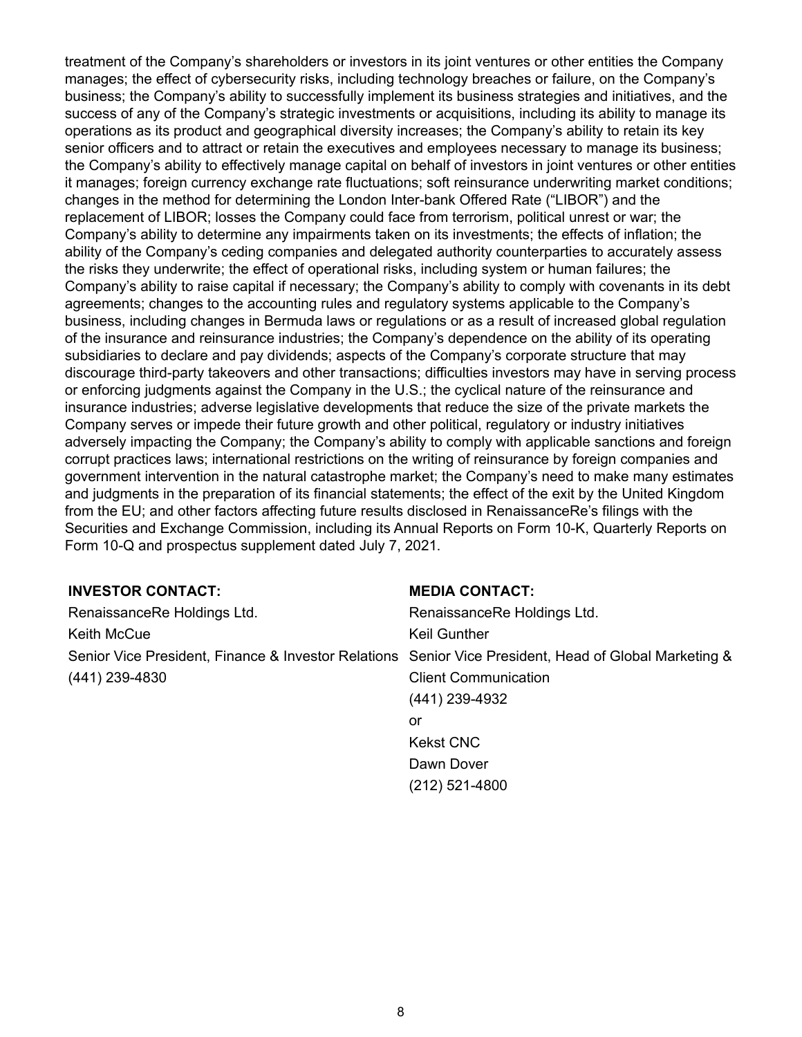treatment of the Company's shareholders or investors in its joint ventures or other entities the Company manages; the effect of cybersecurity risks, including technology breaches or failure, on the Company's business; the Company's ability to successfully implement its business strategies and initiatives, and the success of any of the Company's strategic investments or acquisitions, including its ability to manage its operations as its product and geographical diversity increases; the Company's ability to retain its key senior officers and to attract or retain the executives and employees necessary to manage its business; the Company's ability to effectively manage capital on behalf of investors in joint ventures or other entities it manages; foreign currency exchange rate fluctuations; soft reinsurance underwriting market conditions; changes in the method for determining the London Inter-bank Offered Rate ("LIBOR") and the replacement of LIBOR; losses the Company could face from terrorism, political unrest or war; the Company's ability to determine any impairments taken on its investments; the effects of inflation; the ability of the Company's ceding companies and delegated authority counterparties to accurately assess the risks they underwrite; the effect of operational risks, including system or human failures; the Company's ability to raise capital if necessary; the Company's ability to comply with covenants in its debt agreements; changes to the accounting rules and regulatory systems applicable to the Company's business, including changes in Bermuda laws or regulations or as a result of increased global regulation of the insurance and reinsurance industries; the Company's dependence on the ability of its operating subsidiaries to declare and pay dividends; aspects of the Company's corporate structure that may discourage third-party takeovers and other transactions; difficulties investors may have in serving process or enforcing judgments against the Company in the U.S.; the cyclical nature of the reinsurance and insurance industries; adverse legislative developments that reduce the size of the private markets the Company serves or impede their future growth and other political, regulatory or industry initiatives adversely impacting the Company; the Company's ability to comply with applicable sanctions and foreign corrupt practices laws; international restrictions on the writing of reinsurance by foreign companies and government intervention in the natural catastrophe market; the Company's need to make many estimates and judgments in the preparation of its financial statements; the effect of the exit by the United Kingdom from the EU; and other factors affecting future results disclosed in RenaissanceRe's filings with the Securities and Exchange Commission, including its Annual Reports on Form 10-K, Quarterly Reports on Form 10-Q and prospectus supplement dated July 7, 2021.

**INVESTOR CONTACT:**

RenaissanceRe Holdings Ltd.
Keith McCue
Senior Vice President, Finance & Investor Relations
(441) 239-4830

**MEDIA CONTACT:**

RenaissanceRe Holdings Ltd.
Keil Gunther
Senior Vice President, Head of Global Marketing & Client Communication
(441) 239-4932
or
Kekst CNC
Dawn Dover
(212) 521-4800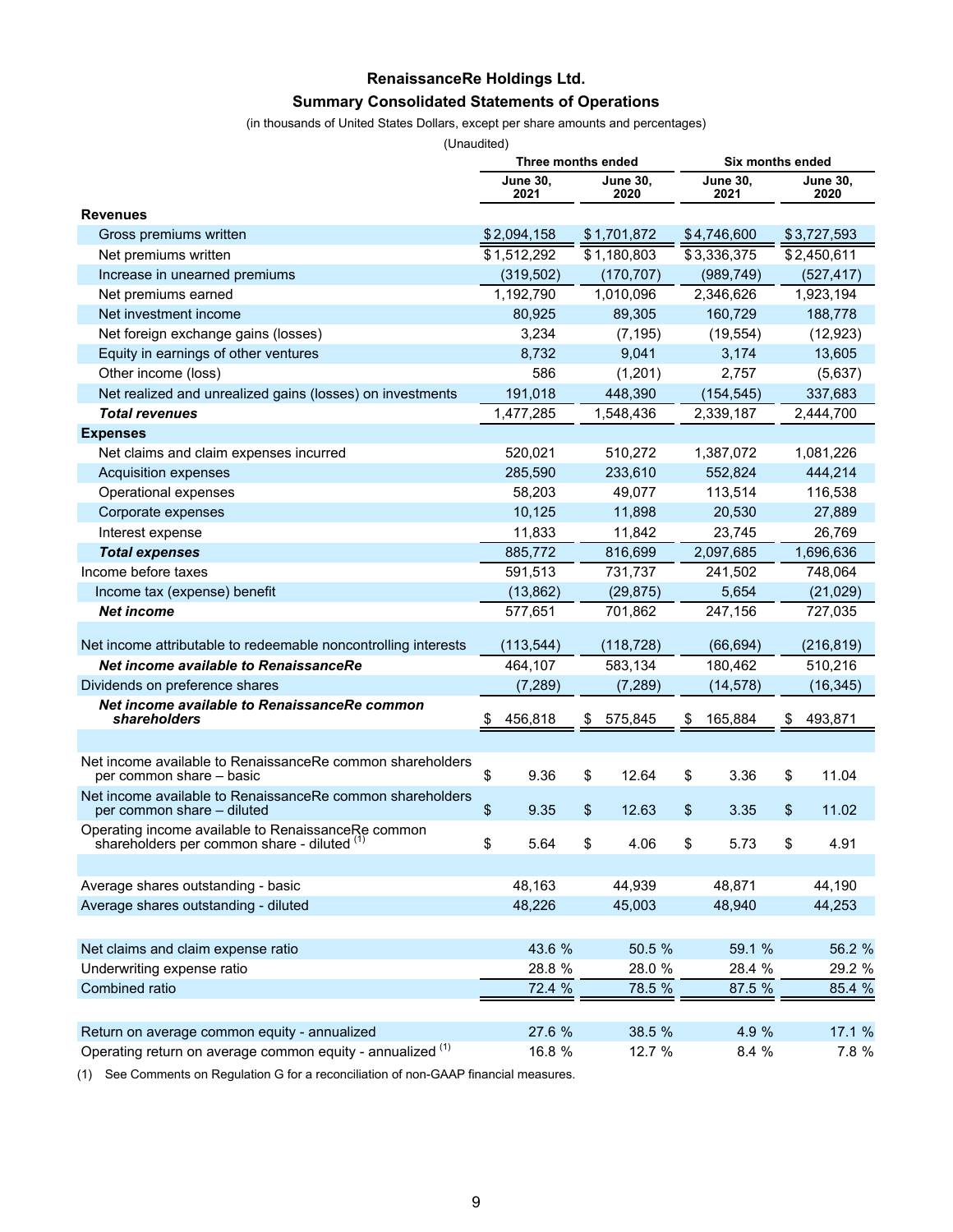**RenaissanceRe Holdings Ltd.**

**Summary Consolidated Statements of Operations**

(in thousands of United States Dollars, except per share amounts and percentages)

(Unaudited)

| | Three months ended | | Six months ended | |
|---|---|---|---|---|
| | June 30, 2021 | June 30, 2020 | June 30, 2021 | June 30, 2020 |
| **Revenues** | | | | |
| Gross premiums written | $ 2,094,158 | $ 1,701,872 | $ 4,746,600 | $ 3,727,593 |
| Net premiums written | $ 1,512,292 | $ 1,180,803 | $ 3,336,375 | $ 2,450,611 |
| Increase in unearned premiums | (319,502) | (170,707) | (989,749) | (527,417) |
| Net premiums earned | 1,192,790 | 1,010,096 | 2,346,626 | 1,923,194 |
| Net investment income | 80,925 | 89,305 | 160,729 | 188,778 |
| Net foreign exchange gains (losses) | 3,234 | (7,195) | (19,554) | (12,923) |
| Equity in earnings of other ventures | 8,732 | 9,041 | 3,174 | 13,605 |
| Other income (loss) | 586 | (1,201) | 2,757 | (5,637) |
| Net realized and unrealized gains (losses) on investments | 191,018 | 448,390 | (154,545) | 337,683 |
| ***Total revenues*** | 1,477,285 | 1,548,436 | 2,339,187 | 2,444,700 |
| **Expenses** | | | | |
| Net claims and claim expenses incurred | 520,021 | 510,272 | 1,387,072 | 1,081,226 |
| Acquisition expenses | 285,590 | 233,610 | 552,824 | 444,214 |
| Operational expenses | 58,203 | 49,077 | 113,514 | 116,538 |
| Corporate expenses | 10,125 | 11,898 | 20,530 | 27,889 |
| Interest expense | 11,833 | 11,842 | 23,745 | 26,769 |
| ***Total expenses*** | 885,772 | 816,699 | 2,097,685 | 1,696,636 |
| Income before taxes | 591,513 | 731,737 | 241,502 | 748,064 |
| Income tax (expense) benefit | (13,862) | (29,875) | 5,654 | (21,029) |
| ***Net income*** | 577,651 | 701,862 | 247,156 | 727,035 |
| Net income attributable to redeemable noncontrolling interests | (113,544) | (118,728) | (66,694) | (216,819) |
| ***Net income available to RenaissanceRe*** | 464,107 | 583,134 | 180,462 | 510,216 |
| Dividends on preference shares | (7,289) | (7,289) | (14,578) | (16,345) |
| ***Net income available to RenaissanceRe common shareholders*** | $ 456,818 | $ 575,845 | $ 165,884 | $ 493,871 |
| | | | | |
| Net income available to RenaissanceRe common shareholders per common share – basic | $ 9.36 | $ 12.64 | $ 3.36 | $ 11.04 |
| Net income available to RenaissanceRe common shareholders per common share – diluted | $ 9.35 | $ 12.63 | $ 3.35 | $ 11.02 |
| Operating income available to RenaissanceRe common shareholders per common share - diluted (1) | $ 5.64 | $ 4.06 | $ 5.73 | $ 4.91 |
| | | | | |
| Average shares outstanding - basic | 48,163 | 44,939 | 48,871 | 44,190 |
| Average shares outstanding - diluted | 48,226 | 45,003 | 48,940 | 44,253 |
| | | | | |
| Net claims and claim expense ratio | 43.6 % | 50.5 % | 59.1 % | 56.2 % |
| Underwriting expense ratio | 28.8 % | 28.0 % | 28.4 % | 29.2 % |
| Combined ratio | 72.4 % | 78.5 % | 87.5 % | 85.4 % |
| | | | | |
| Return on average common equity - annualized | 27.6 % | 38.5 % | 4.9 % | 17.1 % |
| Operating return on average common equity - annualized (1) | 16.8 % | 12.7 % | 8.4 % | 7.8 % |

(1) See Comments on Regulation G for a reconciliation of non-GAAP financial measures.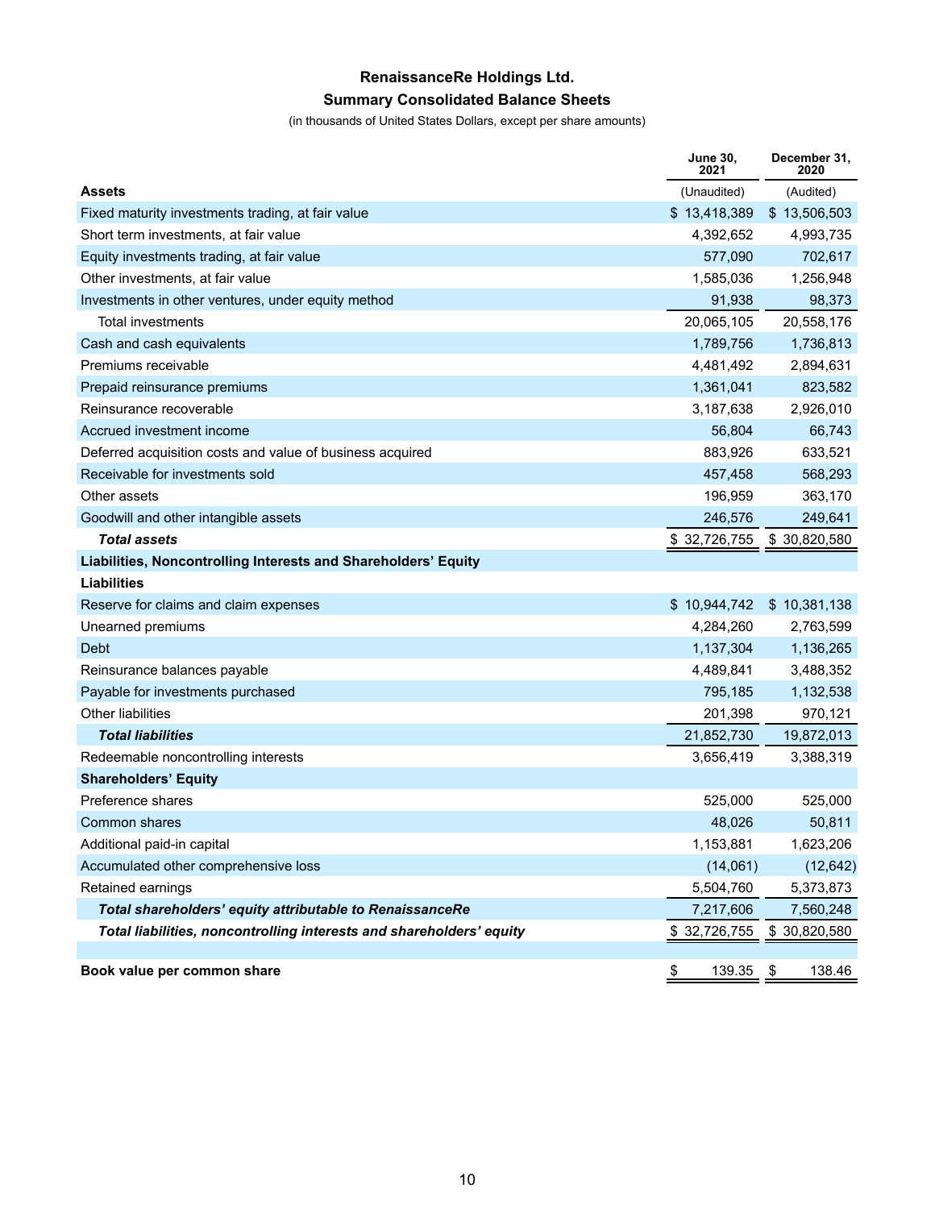# RenaissanceRe Holdings Ltd.

## Summary Consolidated Balance Sheets

(in thousands of United States Dollars, except per share amounts)

| | June 30, 2021 | December 31, 2020 |
|---|---|---|
| **Assets** | (Unaudited) | (Audited) |
| Fixed maturity investments trading, at fair value | $ 13,418,389 | $ 13,506,503 |
| Short term investments, at fair value | 4,392,652 | 4,993,735 |
| Equity investments trading, at fair value | 577,090 | 702,617 |
| Other investments, at fair value | 1,585,036 | 1,256,948 |
| Investments in other ventures, under equity method | 91,938 | 98,373 |
| Total investments | 20,065,105 | 20,558,176 |
| Cash and cash equivalents | 1,789,756 | 1,736,813 |
| Premiums receivable | 4,481,492 | 2,894,631 |
| Prepaid reinsurance premiums | 1,361,041 | 823,582 |
| Reinsurance recoverable | 3,187,638 | 2,926,010 |
| Accrued investment income | 56,804 | 66,743 |
| Deferred acquisition costs and value of business acquired | 883,926 | 633,521 |
| Receivable for investments sold | 457,458 | 568,293 |
| Other assets | 196,959 | 363,170 |
| Goodwill and other intangible assets | 246,576 | 249,641 |
| ***Total assets*** | $ 32,726,755 | $ 30,820,580 |
| **Liabilities, Noncontrolling Interests and Shareholders' Equity** | | |
| **Liabilities** | | |
| Reserve for claims and claim expenses | $ 10,944,742 | $ 10,381,138 |
| Unearned premiums | 4,284,260 | 2,763,599 |
| Debt | 1,137,304 | 1,136,265 |
| Reinsurance balances payable | 4,489,841 | 3,488,352 |
| Payable for investments purchased | 795,185 | 1,132,538 |
| Other liabilities | 201,398 | 970,121 |
| ***Total liabilities*** | 21,852,730 | 19,872,013 |
| Redeemable noncontrolling interests | 3,656,419 | 3,388,319 |
| **Shareholders' Equity** | | |
| Preference shares | 525,000 | 525,000 |
| Common shares | 48,026 | 50,811 |
| Additional paid-in capital | 1,153,881 | 1,623,206 |
| Accumulated other comprehensive loss | (14,061) | (12,642) |
| Retained earnings | 5,504,760 | 5,373,873 |
| ***Total shareholders' equity attributable to RenaissanceRe*** | 7,217,606 | 7,560,248 |
| ***Total liabilities, noncontrolling interests and shareholders' equity*** | $ 32,726,755 | $ 30,820,580 |
| | | |
| **Book value per common share** | $ 139.35 | $ 138.46 |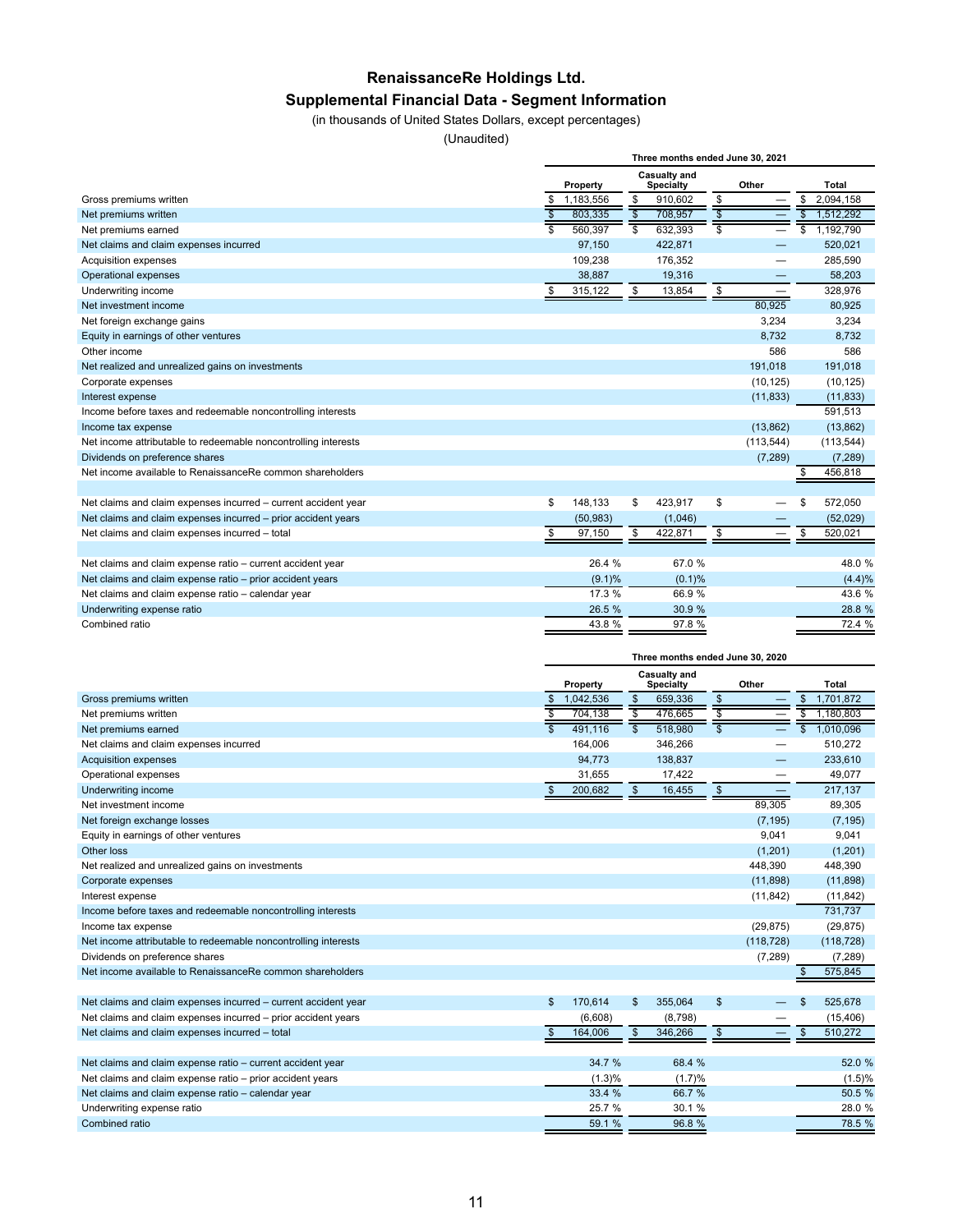# RenaissanceRe Holdings Ltd.

## Supplemental Financial Data - Segment Information

(in thousands of United States Dollars, except percentages)

(Unaudited)

| | Three months ended June 30, 2021 | | | |
|---|---|---|---|---|
| | Property | Casualty and Specialty | Other | Total |
| Gross premiums written | $ 1,183,556 | $ 910,602 | $ — | $ 2,094,158 |
| Net premiums written | $ 803,335 | $ 708,957 | $ — | $ 1,512,292 |
| Net premiums earned | $ 560,397 | $ 632,393 | $ — | $ 1,192,790 |
| Net claims and claim expenses incurred | 97,150 | 422,871 | — | 520,021 |
| Acquisition expenses | 109,238 | 176,352 | — | 285,590 |
| Operational expenses | 38,887 | 19,316 | — | 58,203 |
| Underwriting income | $ 315,122 | $ 13,854 | $ — | 328,976 |
| Net investment income | | | 80,925 | 80,925 |
| Net foreign exchange gains | | | 3,234 | 3,234 |
| Equity in earnings of other ventures | | | 8,732 | 8,732 |
| Other income | | | 586 | 586 |
| Net realized and unrealized gains on investments | | | 191,018 | 191,018 |
| Corporate expenses | | | (10,125) | (10,125) |
| Interest expense | | | (11,833) | (11,833) |
| Income before taxes and redeemable noncontrolling interests | | | | 591,513 |
| Income tax expense | | | (13,862) | (13,862) |
| Net income attributable to redeemable noncontrolling interests | | | (113,544) | (113,544) |
| Dividends on preference shares | | | (7,289) | (7,289) |
| Net income available to RenaissanceRe common shareholders | | | | $ 456,818 |
| | | | | |
| Net claims and claim expenses incurred – current accident year | $ 148,133 | $ 423,917 | $ — | $ 572,050 |
| Net claims and claim expenses incurred – prior accident years | (50,983) | (1,046) | — | (52,029) |
| Net claims and claim expenses incurred – total | $ 97,150 | $ 422,871 | $ — | $ 520,021 |
| | | | | |
| Net claims and claim expense ratio – current accident year | 26.4 % | 67.0 % | | 48.0 % |
| Net claims and claim expense ratio – prior accident years | (9.1)% | (0.1)% | | (4.4)% |
| Net claims and claim expense ratio – calendar year | 17.3 % | 66.9 % | | 43.6 % |
| Underwriting expense ratio | 26.5 % | 30.9 % | | 28.8 % |
| Combined ratio | 43.8 % | 97.8 % | | 72.4 % |

| | Three months ended June 30, 2020 | | | |
|---|---|---|---|---|
| | Property | Casualty and Specialty | Other | Total |
| Gross premiums written | $ 1,042,536 | $ 659,336 | $ — | $ 1,701,872 |
| Net premiums written | $ 704,138 | $ 476,665 | $ — | $ 1,180,803 |
| Net premiums earned | $ 491,116 | $ 518,980 | $ — | $ 1,010,096 |
| Net claims and claim expenses incurred | 164,006 | 346,266 | — | 510,272 |
| Acquisition expenses | 94,773 | 138,837 | — | 233,610 |
| Operational expenses | 31,655 | 17,422 | — | 49,077 |
| Underwriting income | $ 200,682 | $ 16,455 | $ — | 217,137 |
| Net investment income | | | 89,305 | 89,305 |
| Net foreign exchange losses | | | (7,195) | (7,195) |
| Equity in earnings of other ventures | | | 9,041 | 9,041 |
| Other loss | | | (1,201) | (1,201) |
| Net realized and unrealized gains on investments | | | 448,390 | 448,390 |
| Corporate expenses | | | (11,898) | (11,898) |
| Interest expense | | | (11,842) | (11,842) |
| Income before taxes and redeemable noncontrolling interests | | | | 731,737 |
| Income tax expense | | | (29,875) | (29,875) |
| Net income attributable to redeemable noncontrolling interests | | | (118,728) | (118,728) |
| Dividends on preference shares | | | (7,289) | (7,289) |
| Net income available to RenaissanceRe common shareholders | | | | $ 575,845 |
| | | | | |
| Net claims and claim expenses incurred – current accident year | $ 170,614 | $ 355,064 | $ — | $ 525,678 |
| Net claims and claim expenses incurred – prior accident years | (6,608) | (8,798) | — | (15,406) |
| Net claims and claim expenses incurred – total | $ 164,006 | $ 346,266 | $ — | $ 510,272 |
| | | | | |
| Net claims and claim expense ratio – current accident year | 34.7 % | 68.4 % | | 52.0 % |
| Net claims and claim expense ratio – prior accident years | (1.3)% | (1.7)% | | (1.5)% |
| Net claims and claim expense ratio – calendar year | 33.4 % | 66.7 % | | 50.5 % |
| Underwriting expense ratio | 25.7 % | 30.1 % | | 28.0 % |
| Combined ratio | 59.1 % | 96.8 % | | 78.5 % |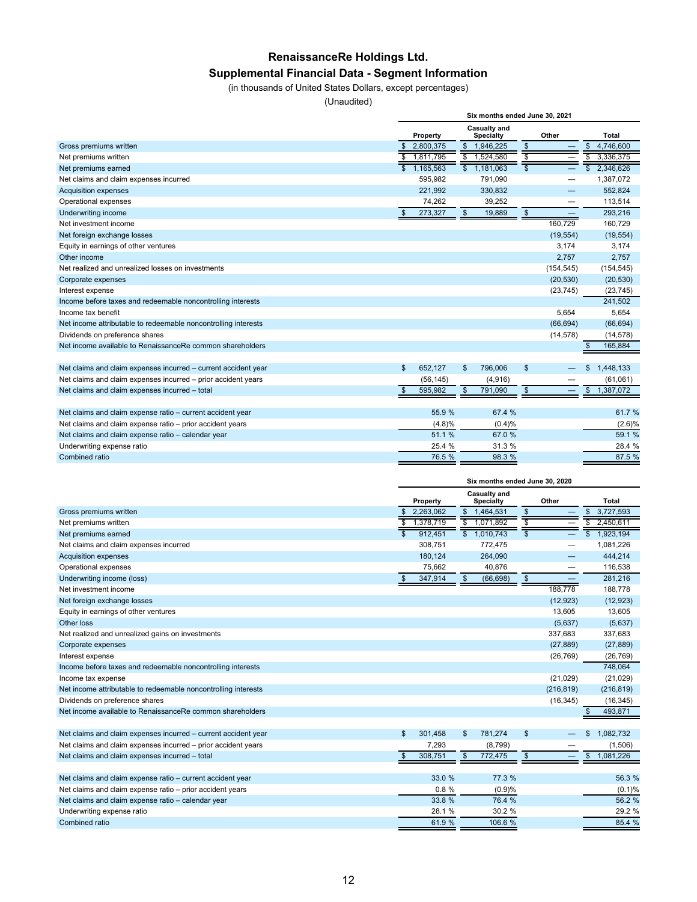# RenaissanceRe Holdings Ltd.

## Supplemental Financial Data - Segment Information

(in thousands of United States Dollars, except percentages)

(Unaudited)

| | Six months ended June 30, 2021 | | | |
|---|---|---|---|---|
| | Property | Casualty and Specialty | Other | Total |
| Gross premiums written | $ 2,800,375 | $ 1,946,225 | $ — | $ 4,746,600 |
| Net premiums written | $ 1,811,795 | $ 1,524,580 | $ — | $ 3,336,375 |
| Net premiums earned | $ 1,165,563 | $ 1,181,063 | $ — | $ 2,346,626 |
| Net claims and claim expenses incurred | 595,982 | 791,090 | — | 1,387,072 |
| Acquisition expenses | 221,992 | 330,832 | — | 552,824 |
| Operational expenses | 74,262 | 39,252 | — | 113,514 |
| Underwriting income | $ 273,327 | $ 19,889 | $ — | 293,216 |
| Net investment income | | | 160,729 | 160,729 |
| Net foreign exchange losses | | | (19,554) | (19,554) |
| Equity in earnings of other ventures | | | 3,174 | 3,174 |
| Other income | | | 2,757 | 2,757 |
| Net realized and unrealized losses on investments | | | (154,545) | (154,545) |
| Corporate expenses | | | (20,530) | (20,530) |
| Interest expense | | | (23,745) | (23,745) |
| Income before taxes and redeemable noncontrolling interests | | | | 241,502 |
| Income tax benefit | | | 5,654 | 5,654 |
| Net income attributable to redeemable noncontrolling interests | | | (66,694) | (66,694) |
| Dividends on preference shares | | | (14,578) | (14,578) |
| Net income available to RenaissanceRe common shareholders | | | | $ 165,884 |
| | | | | |
| Net claims and claim expenses incurred – current accident year | $ 652,127 | $ 796,006 | $ — | $ 1,448,133 |
| Net claims and claim expenses incurred – prior accident years | (56,145) | (4,916) | — | (61,061) |
| Net claims and claim expenses incurred – total | $ 595,982 | $ 791,090 | $ — | $ 1,387,072 |
| | | | | |
| Net claims and claim expense ratio – current accident year | 55.9 % | 67.4 % | | 61.7 % |
| Net claims and claim expense ratio – prior accident years | (4.8)% | (0.4)% | | (2.6)% |
| Net claims and claim expense ratio – calendar year | 51.1 % | 67.0 % | | 59.1 % |
| Underwriting expense ratio | 25.4 % | 31.3 % | | 28.4 % |
| Combined ratio | 76.5 % | 98.3 % | | 87.5 % |

| | Six months ended June 30, 2020 | | | |
|---|---|---|---|---|
| | Property | Casualty and Specialty | Other | Total |
| Gross premiums written | $ 2,263,062 | $ 1,464,531 | $ — | $ 3,727,593 |
| Net premiums written | $ 1,378,719 | $ 1,071,892 | $ — | $ 2,450,611 |
| Net premiums earned | $ 912,451 | $ 1,010,743 | $ — | $ 1,923,194 |
| Net claims and claim expenses incurred | 308,751 | 772,475 | — | 1,081,226 |
| Acquisition expenses | 180,124 | 264,090 | — | 444,214 |
| Operational expenses | 75,662 | 40,876 | — | 116,538 |
| Underwriting income (loss) | $ 347,914 | $ (66,698) | $ — | 281,216 |
| Net investment income | | | 188,778 | 188,778 |
| Net foreign exchange losses | | | (12,923) | (12,923) |
| Equity in earnings of other ventures | | | 13,605 | 13,605 |
| Other loss | | | (5,637) | (5,637) |
| Net realized and unrealized gains on investments | | | 337,683 | 337,683 |
| Corporate expenses | | | (27,889) | (27,889) |
| Interest expense | | | (26,769) | (26,769) |
| Income before taxes and redeemable noncontrolling interests | | | | 748,064 |
| Income tax expense | | | (21,029) | (21,029) |
| Net income attributable to redeemable noncontrolling interests | | | (216,819) | (216,819) |
| Dividends on preference shares | | | (16,345) | (16,345) |
| Net income available to RenaissanceRe common shareholders | | | | $ 493,871 |
| | | | | |
| Net claims and claim expenses incurred – current accident year | $ 301,458 | $ 781,274 | $ — | $ 1,082,732 |
| Net claims and claim expenses incurred – prior accident years | 7,293 | (8,799) | — | (1,506) |
| Net claims and claim expenses incurred – total | $ 308,751 | $ 772,475 | $ — | $ 1,081,226 |
| | | | | |
| Net claims and claim expense ratio – current accident year | 33.0 % | 77.3 % | | 56.3 % |
| Net claims and claim expense ratio – prior accident years | 0.8 % | (0.9)% | | (0.1)% |
| Net claims and claim expense ratio – calendar year | 33.8 % | 76.4 % | | 56.2 % |
| Underwriting expense ratio | 28.1 % | 30.2 % | | 29.2 % |
| Combined ratio | 61.9 % | 106.6 % | | 85.4 % |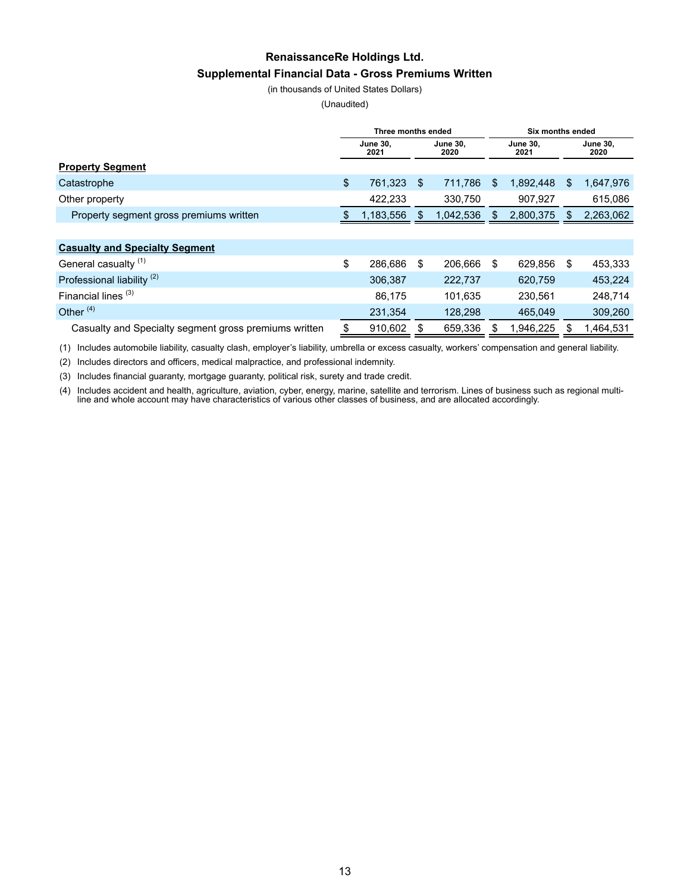# RenaissanceRe Holdings Ltd.

## Supplemental Financial Data - Gross Premiums Written

(in thousands of United States Dollars)

(Unaudited)

| | Three months ended | | Six months ended | |
|---|---|---|---|---|
| | June 30, 2021 | June 30, 2020 | June 30, 2021 | June 30, 2020 |
| **Property Segment** | | | | |
| Catastrophe | $ 761,323 | $ 711,786 | $ 1,892,448 | $ 1,647,976 |
| Other property | 422,233 | 330,750 | 907,927 | 615,086 |
| Property segment gross premiums written | $ 1,183,556 | $ 1,042,536 | $ 2,800,375 | $ 2,263,062 |
| | | | | |
| **Casualty and Specialty Segment** | | | | |
| General casualty (1) | $ 286,686 | $ 206,666 | $ 629,856 | $ 453,333 |
| Professional liability (2) | 306,387 | 222,737 | 620,759 | 453,224 |
| Financial lines (3) | 86,175 | 101,635 | 230,561 | 248,714 |
| Other (4) | 231,354 | 128,298 | 465,049 | 309,260 |
| Casualty and Specialty segment gross premiums written | $ 910,602 | $ 659,336 | $ 1,946,225 | $ 1,464,531 |

(1) Includes automobile liability, casualty clash, employer's liability, umbrella or excess casualty, workers' compensation and general liability.

(2) Includes directors and officers, medical malpractice, and professional indemnity.

(3) Includes financial guaranty, mortgage guaranty, political risk, surety and trade credit.

(4) Includes accident and health, agriculture, aviation, cyber, energy, marine, satellite and terrorism. Lines of business such as regional multi-line and whole account may have characteristics of various other classes of business, and are allocated accordingly.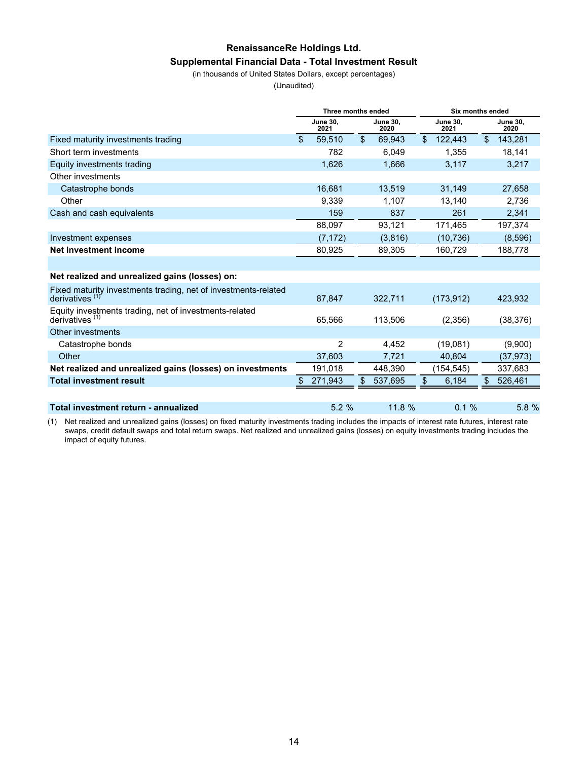# RenaissanceRe Holdings Ltd.

## Supplemental Financial Data - Total Investment Result

(in thousands of United States Dollars, except percentages)

(Unaudited)

| | Three months ended | | Six months ended | |
|---|---|---|---|---|
| | June 30, 2021 | June 30, 2020 | June 30, 2021 | June 30, 2020 |
| Fixed maturity investments trading | $ 59,510 | $ 69,943 | $ 122,443 | $ 143,281 |
| Short term investments | 782 | 6,049 | 1,355 | 18,141 |
| Equity investments trading | 1,626 | 1,666 | 3,117 | 3,217 |
| Other investments | | | | |
| Catastrophe bonds | 16,681 | 13,519 | 31,149 | 27,658 |
| Other | 9,339 | 1,107 | 13,140 | 2,736 |
| Cash and cash equivalents | 159 | 837 | 261 | 2,341 |
| | 88,097 | 93,121 | 171,465 | 197,374 |
| Investment expenses | (7,172) | (3,816) | (10,736) | (8,596) |
| **Net investment income** | 80,925 | 89,305 | 160,729 | 188,778 |
| | | | | |
| **Net realized and unrealized gains (losses) on:** | | | | |
| Fixed maturity investments trading, net of investments-related derivatives [(1)] | 87,847 | 322,711 | (173,912) | 423,932 |
| Equity investments trading, net of investments-related derivatives [(1)] | 65,566 | 113,506 | (2,356) | (38,376) |
| Other investments | | | | |
| Catastrophe bonds | 2 | 4,452 | (19,081) | (9,900) |
| Other | 37,603 | 7,721 | 40,804 | (37,973) |
| **Net realized and unrealized gains (losses) on investments** | 191,018 | 448,390 | (154,545) | 337,683 |
| **Total investment result** | $ 271,943 | $ 537,695 | $ 6,184 | $ 526,461 |
| | | | | |
| **Total investment return - annualized** | 5.2 % | 11.8 % | 0.1 % | 5.8 % |

(1) Net realized and unrealized gains (losses) on fixed maturity investments trading includes the impacts of interest rate futures, interest rate swaps, credit default swaps and total return swaps. Net realized and unrealized gains (losses) on equity investments trading includes the impact of equity futures.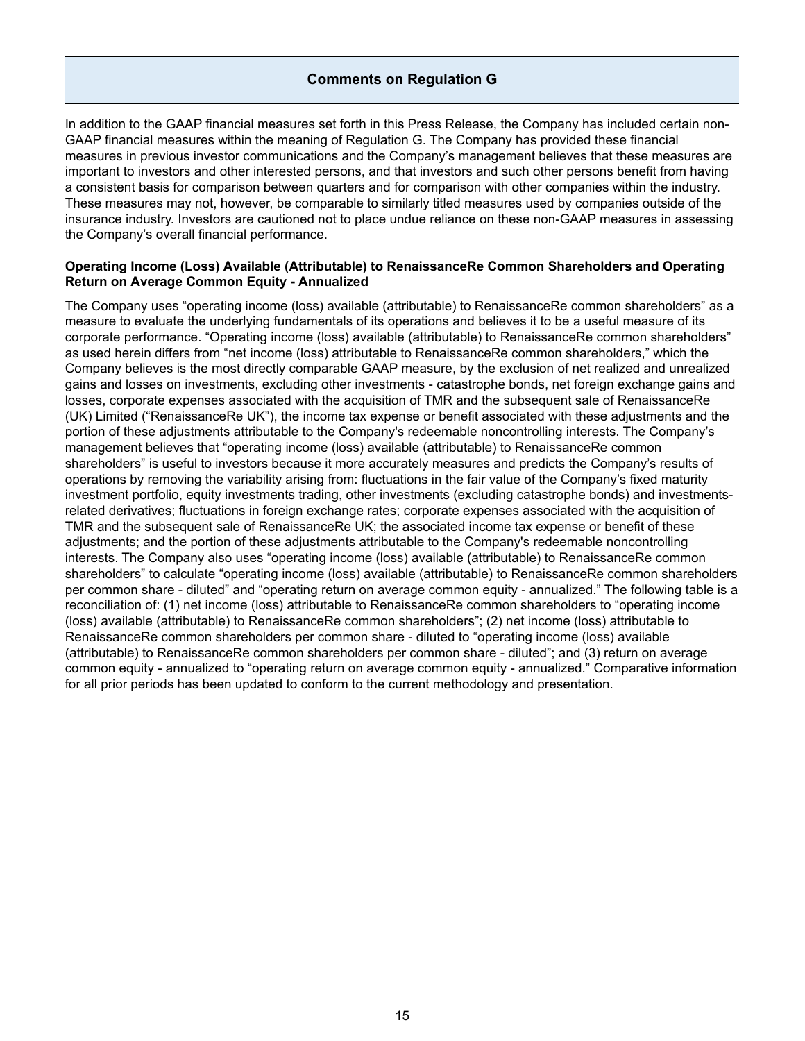## Comments on Regulation G

In addition to the GAAP financial measures set forth in this Press Release, the Company has included certain non-GAAP financial measures within the meaning of Regulation G. The Company has provided these financial measures in previous investor communications and the Company's management believes that these measures are important to investors and other interested persons, and that investors and such other persons benefit from having a consistent basis for comparison between quarters and for comparison with other companies within the industry. These measures may not, however, be comparable to similarly titled measures used by companies outside of the insurance industry. Investors are cautioned not to place undue reliance on these non-GAAP measures in assessing the Company's overall financial performance.

**Operating Income (Loss) Available (Attributable) to RenaissanceRe Common Shareholders and Operating Return on Average Common Equity - Annualized**

The Company uses "operating income (loss) available (attributable) to RenaissanceRe common shareholders" as a measure to evaluate the underlying fundamentals of its operations and believes it to be a useful measure of its corporate performance. "Operating income (loss) available (attributable) to RenaissanceRe common shareholders" as used herein differs from "net income (loss) attributable to RenaissanceRe common shareholders," which the Company believes is the most directly comparable GAAP measure, by the exclusion of net realized and unrealized gains and losses on investments, excluding other investments - catastrophe bonds, net foreign exchange gains and losses, corporate expenses associated with the acquisition of TMR and the subsequent sale of RenaissanceRe (UK) Limited ("RenaissanceRe UK"), the income tax expense or benefit associated with these adjustments and the portion of these adjustments attributable to the Company's redeemable noncontrolling interests. The Company's management believes that "operating income (loss) available (attributable) to RenaissanceRe common shareholders" is useful to investors because it more accurately measures and predicts the Company's results of operations by removing the variability arising from: fluctuations in the fair value of the Company's fixed maturity investment portfolio, equity investments trading, other investments (excluding catastrophe bonds) and investments-related derivatives; fluctuations in foreign exchange rates; corporate expenses associated with the acquisition of TMR and the subsequent sale of RenaissanceRe UK; the associated income tax expense or benefit of these adjustments; and the portion of these adjustments attributable to the Company's redeemable noncontrolling interests. The Company also uses "operating income (loss) available (attributable) to RenaissanceRe common shareholders" to calculate "operating income (loss) available (attributable) to RenaissanceRe common shareholders per common share - diluted" and "operating return on average common equity - annualized." The following table is a reconciliation of: (1) net income (loss) attributable to RenaissanceRe common shareholders to "operating income (loss) available (attributable) to RenaissanceRe common shareholders"; (2) net income (loss) attributable to RenaissanceRe common shareholders per common share - diluted to "operating income (loss) available (attributable) to RenaissanceRe common shareholders per common share - diluted"; and (3) return on average common equity - annualized to "operating return on average common equity - annualized." Comparative information for all prior periods has been updated to conform to the current methodology and presentation.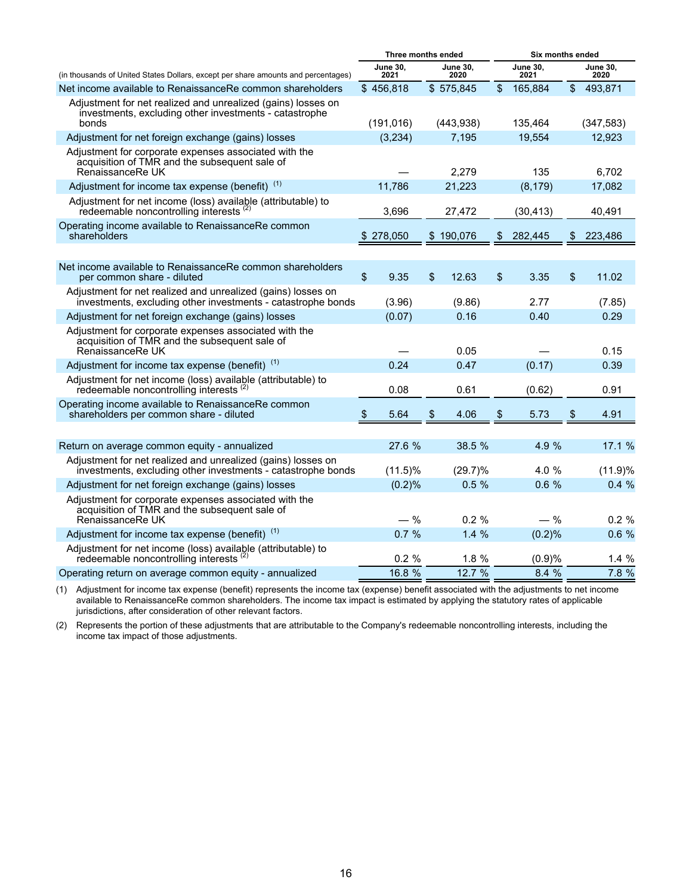| (in thousands of United States Dollars, except per share amounts and percentages) | Three months ended | | Six months ended | |
|---|---|---|---|---|
| | June 30, 2021 | June 30, 2020 | June 30, 2021 | June 30, 2020 |
| Net income available to RenaissanceRe common shareholders | $ 456,818 | $ 575,845 | $ 165,884 | $ 493,871 |
| Adjustment for net realized and unrealized (gains) losses on investments, excluding other investments - catastrophe bonds | (191,016) | (443,938) | 135,464 | (347,583) |
| Adjustment for net foreign exchange (gains) losses | (3,234) | 7,195 | 19,554 | 12,923 |
| Adjustment for corporate expenses associated with the acquisition of TMR and the subsequent sale of RenaissanceRe UK | — | 2,279 | 135 | 6,702 |
| Adjustment for income tax expense (benefit) (1) | 11,786 | 21,223 | (8,179) | 17,082 |
| Adjustment for net income (loss) available (attributable) to redeemable noncontrolling interests (2) | 3,696 | 27,472 | (30,413) | 40,491 |
| Operating income available to RenaissanceRe common shareholders | $ 278,050 | $ 190,076 | $ 282,445 | $ 223,486 |
| | | | | |
| Net income available to RenaissanceRe common shareholders per common share - diluted | $ 9.35 | $ 12.63 | $ 3.35 | $ 11.02 |
| Adjustment for net realized and unrealized (gains) losses on investments, excluding other investments - catastrophe bonds | (3.96) | (9.86) | 2.77 | (7.85) |
| Adjustment for net foreign exchange (gains) losses | (0.07) | 0.16 | 0.40 | 0.29 |
| Adjustment for corporate expenses associated with the acquisition of TMR and the subsequent sale of RenaissanceRe UK | — | 0.05 | — | 0.15 |
| Adjustment for income tax expense (benefit) (1) | 0.24 | 0.47 | (0.17) | 0.39 |
| Adjustment for net income (loss) available (attributable) to redeemable noncontrolling interests (2) | 0.08 | 0.61 | (0.62) | 0.91 |
| Operating income available to RenaissanceRe common shareholders per common share - diluted | $ 5.64 | $ 4.06 | $ 5.73 | $ 4.91 |
| | | | | |
| Return on average common equity - annualized | 27.6 % | 38.5 % | 4.9 % | 17.1 % |
| Adjustment for net realized and unrealized (gains) losses on investments, excluding other investments - catastrophe bonds | (11.5)% | (29.7)% | 4.0 % | (11.9)% |
| Adjustment for net foreign exchange (gains) losses | (0.2)% | 0.5 % | 0.6 % | 0.4 % |
| Adjustment for corporate expenses associated with the acquisition of TMR and the subsequent sale of RenaissanceRe UK | — % | 0.2 % | — % | 0.2 % |
| Adjustment for income tax expense (benefit) (1) | 0.7 % | 1.4 % | (0.2)% | 0.6 % |
| Adjustment for net income (loss) available (attributable) to redeemable noncontrolling interests (2) | 0.2 % | 1.8 % | (0.9)% | 1.4 % |
| Operating return on average common equity - annualized | 16.8 % | 12.7 % | 8.4 % | 7.8 % |

(1) Adjustment for income tax expense (benefit) represents the income tax (expense) benefit associated with the adjustments to net income available to RenaissanceRe common shareholders. The income tax impact is estimated by applying the statutory rates of applicable jurisdictions, after consideration of other relevant factors.

(2) Represents the portion of these adjustments that are attributable to the Company's redeemable noncontrolling interests, including the income tax impact of those adjustments.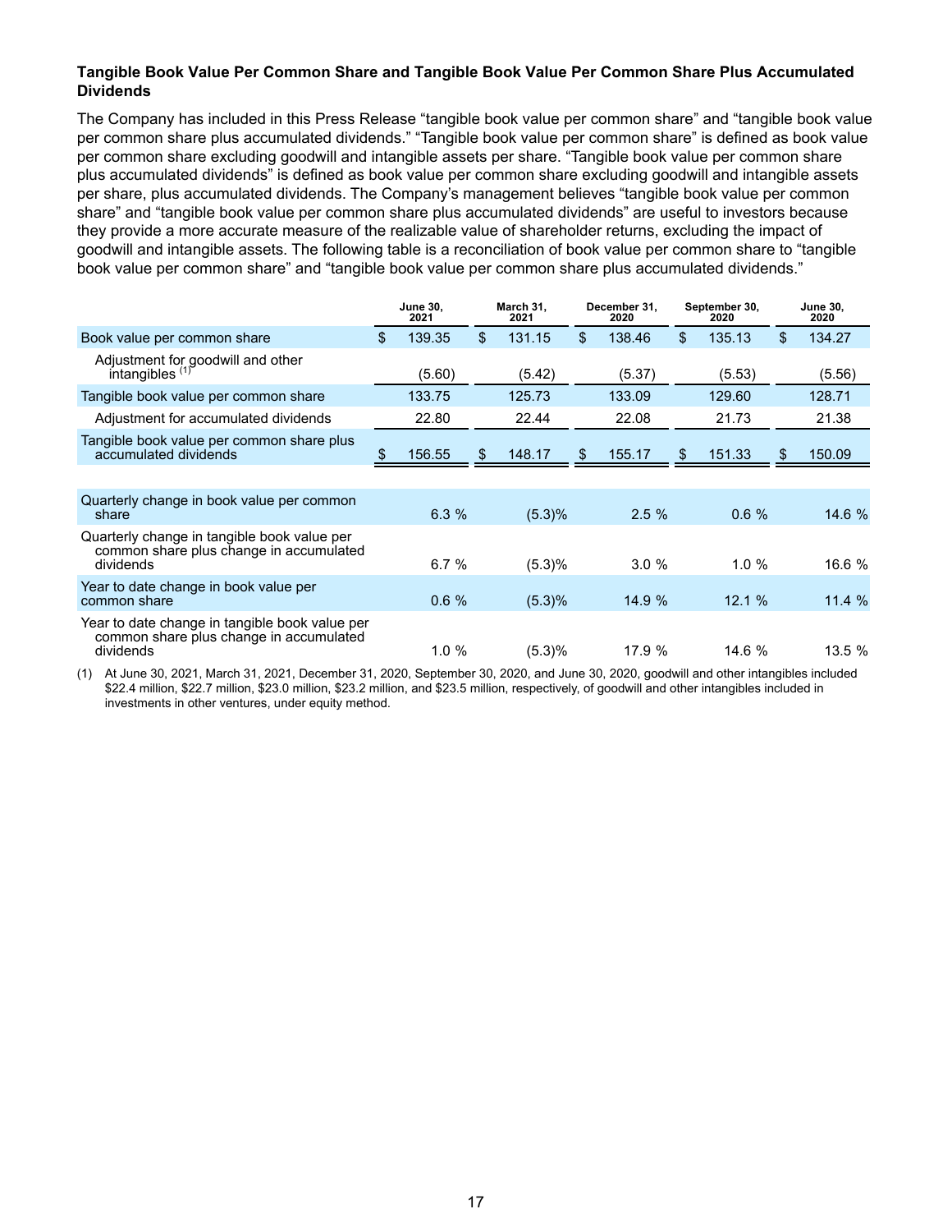**Tangible Book Value Per Common Share and Tangible Book Value Per Common Share Plus Accumulated Dividends**

The Company has included in this Press Release "tangible book value per common share" and "tangible book value per common share plus accumulated dividends." "Tangible book value per common share" is defined as book value per common share excluding goodwill and intangible assets per share. "Tangible book value per common share plus accumulated dividends" is defined as book value per common share excluding goodwill and intangible assets per share, plus accumulated dividends. The Company's management believes "tangible book value per common share" and "tangible book value per common share plus accumulated dividends" are useful to investors because they provide a more accurate measure of the realizable value of shareholder returns, excluding the impact of goodwill and intangible assets. The following table is a reconciliation of book value per common share to "tangible book value per common share" and "tangible book value per common share plus accumulated dividends."

| | June 30, 2021 | March 31, 2021 | December 31, 2020 | September 30, 2020 | June 30, 2020 |
|---|---|---|---|---|---|
| Book value per common share | $ 139.35 | $ 131.15 | $ 138.46 | $ 135.13 | $ 134.27 |
| Adjustment for goodwill and other intangibles (1) | (5.60) | (5.42) | (5.37) | (5.53) | (5.56) |
| Tangible book value per common share | 133.75 | 125.73 | 133.09 | 129.60 | 128.71 |
| Adjustment for accumulated dividends | 22.80 | 22.44 | 22.08 | 21.73 | 21.38 |
| Tangible book value per common share plus accumulated dividends | $ 156.55 | $ 148.17 | $ 155.17 | $ 151.33 | $ 150.09 |
| | | | | | |
| Quarterly change in book value per common share | 6.3 % | (5.3)% | 2.5 % | 0.6 % | 14.6 % |
| Quarterly change in tangible book value per common share plus change in accumulated dividends | 6.7 % | (5.3)% | 3.0 % | 1.0 % | 16.6 % |
| Year to date change in book value per common share | 0.6 % | (5.3)% | 14.9 % | 12.1 % | 11.4 % |
| Year to date change in tangible book value per common share plus change in accumulated dividends | 1.0 % | (5.3)% | 17.9 % | 14.6 % | 13.5 % |

(1) At June 30, 2021, March 31, 2021, December 31, 2020, September 30, 2020, and June 30, 2020, goodwill and other intangibles included $22.4 million, $22.7 million, $23.0 million, $23.2 million, and $23.5 million, respectively, of goodwill and other intangibles included in investments in other ventures, under equity method.